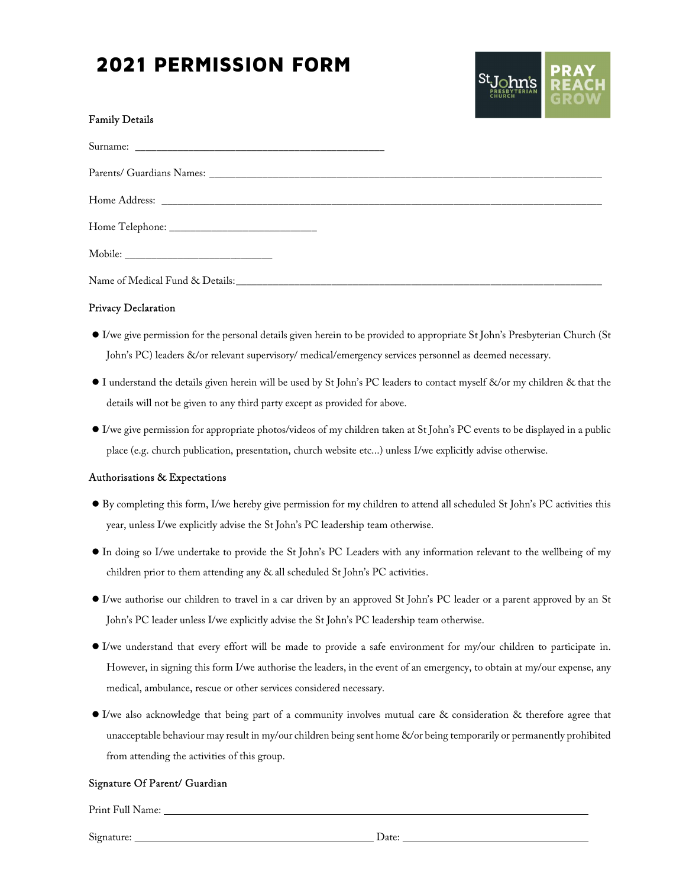# 2021 PERMISSION FORM

St John's PRESBYTERIAN CHURCH — PRAY REACH GROW

### Family Details

Surname: ___________________________________________

Parents/ Guardians Names: ___________________________________________________________________________

Home Address: ___________________________________________________________________________

Home Telephone: ___________________________

Mobile: ___________________________

Name of Medical Fund & Details:___________________________________________________________________________

### Privacy Declaration

- I/we give permission for the personal details given herein to be provided to appropriate St John's Presbyterian Church (St John's PC) leaders &/or relevant supervisory/ medical/emergency services personnel as deemed necessary.
- I understand the details given herein will be used by St John's PC leaders to contact myself &/or my children & that the details will not be given to any third party except as provided for above.
- I/we give permission for appropriate photos/videos of my children taken at St John's PC events to be displayed in a public place (e.g. church publication, presentation, church website etc...) unless I/we explicitly advise otherwise.

### Authorisations & Expectations

- By completing this form, I/we hereby give permission for my children to attend all scheduled St John's PC activities this year, unless I/we explicitly advise the St John's PC leadership team otherwise.
- In doing so I/we undertake to provide the St John's PC Leaders with any information relevant to the wellbeing of my children prior to them attending any & all scheduled St John's PC activities.
- I/we authorise our children to travel in a car driven by an approved St John's PC leader or a parent approved by an St John's PC leader unless I/we explicitly advise the St John's PC leadership team otherwise.
- I/we understand that every effort will be made to provide a safe environment for my/our children to participate in. However, in signing this form I/we authorise the leaders, in the event of an emergency, to obtain at my/our expense, any medical, ambulance, rescue or other services considered necessary.
- I/we also acknowledge that being part of a community involves mutual care & consideration & therefore agree that unacceptable behaviour may result in my/our children being sent home &/or being temporarily or permanently prohibited from attending the activities of this group.

### Signature Of Parent/ Guardian

Print Full Name: ___________________________________________________________________________

Signature: ___________________________________________ Date: ___________________________________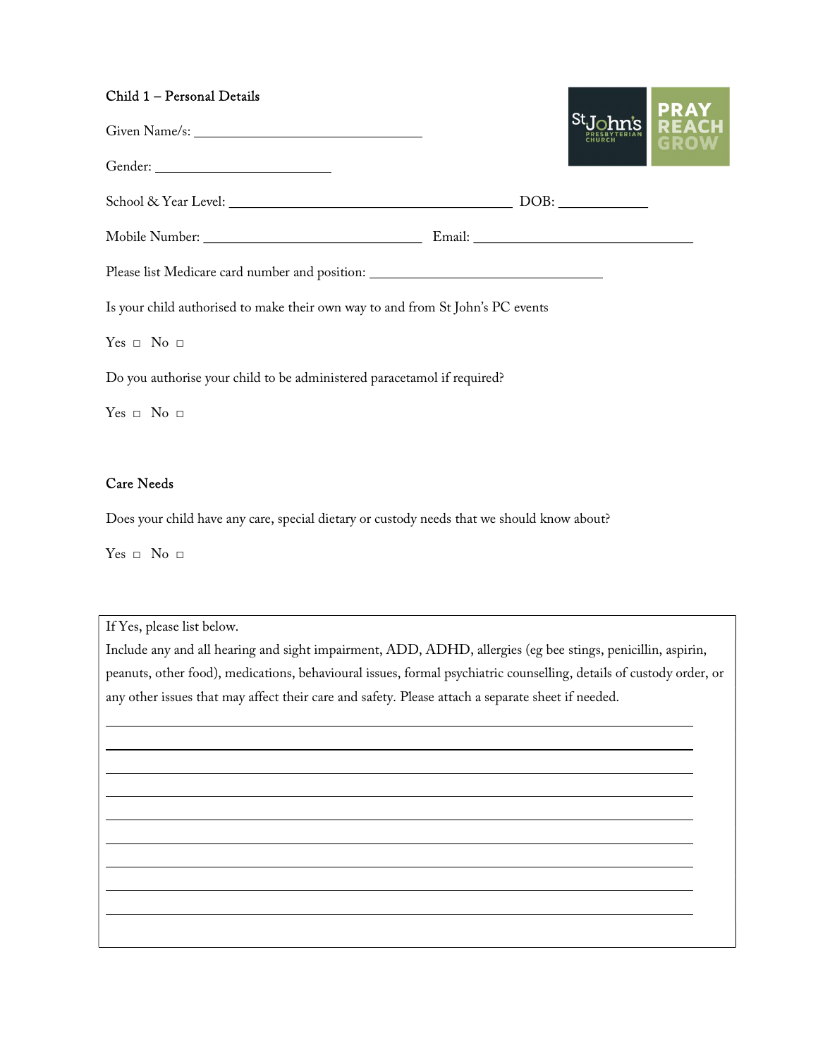## Child 1 – Personal Details

Given Name/s: ______________________________

Gender: ______________________

School & Year Level: _____________________________________ DOB: ___________

Mobile Number: ____________________________ Email: ____________________________

Please list Medicare card number and position: ______________________________

Is your child authorised to make their own way to and from St John's PC events

Yes □ No □

Do you authorise your child to be administered paracetamol if required?

Yes □ No □

## Care Needs

Does your child have any care, special dietary or custody needs that we should know about?

Yes □ No □

If Yes, please list below.
Include any and all hearing and sight impairment, ADD, ADHD, allergies (eg bee stings, penicillin, aspirin, peanuts, other food), medications, behavioural issues, formal psychiatric counselling, details of custody order, or any other issues that may affect their care and safety. Please attach a separate sheet if needed.

_____________________________________________________________________________

_____________________________________________________________________________

_____________________________________________________________________________

_____________________________________________________________________________

_____________________________________________________________________________

_____________________________________________________________________________

_____________________________________________________________________________

_____________________________________________________________________________

_____________________________________________________________________________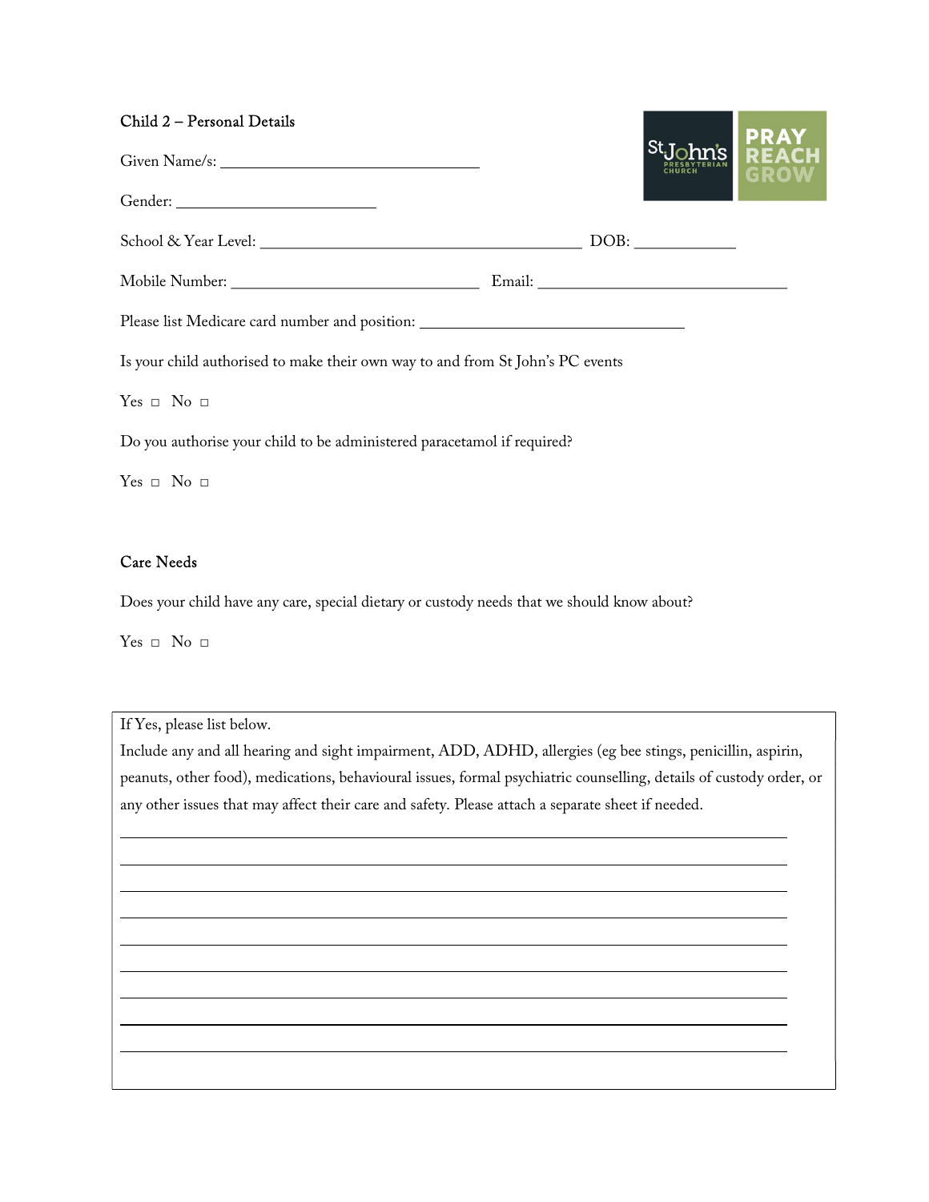## Child 2 – Personal Details

Given Name/s: ______________________________

Gender: ______________________

School & Year Level: ____________________________________ DOB: ___________

Mobile Number: ____________________________ Email: ____________________________

Please list Medicare card number and position: ______________________________

Is your child authorised to make their own way to and from St John's PC events

Yes □ No □

Do you authorise your child to be administered paracetamol if required?

Yes □ No □

## Care Needs

Does your child have any care, special dietary or custody needs that we should know about?

Yes □ No □

If Yes, please list below.
Include any and all hearing and sight impairment, ADD, ADHD, allergies (eg bee stings, penicillin, aspirin, peanuts, other food), medications, behavioural issues, formal psychiatric counselling, details of custody order, or any other issues that may affect their care and safety. Please attach a separate sheet if needed.

___________________________________________________________________________

___________________________________________________________________________

___________________________________________________________________________

___________________________________________________________________________

___________________________________________________________________________

___________________________________________________________________________

___________________________________________________________________________

___________________________________________________________________________

___________________________________________________________________________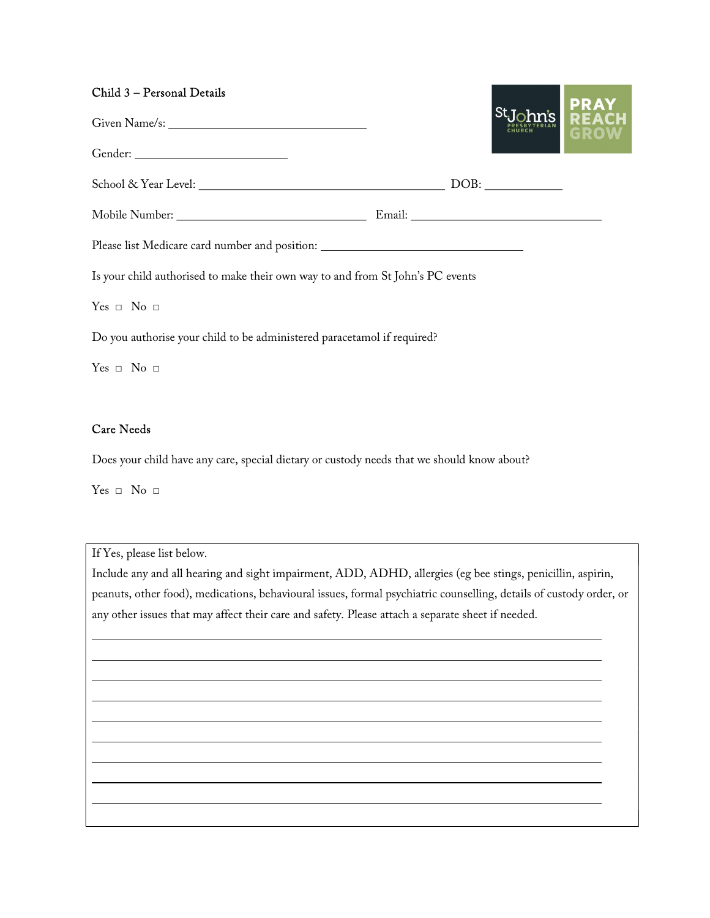## Child 3 – Personal Details

St John's Presbyterian Church — PRAY REACH GROW

Given Name/s: ______________________________

Gender: ______________________

School & Year Level: ____________________________________ DOB: ___________

Mobile Number: ____________________________ Email: ____________________________

Please list Medicare card number and position: ______________________________

Is your child authorised to make their own way to and from St John's PC events

Yes □ No □

Do you authorise your child to be administered paracetamol if required?

Yes □ No □

## Care Needs

Does your child have any care, special dietary or custody needs that we should know about?

Yes □ No □

If Yes, please list below.
Include any and all hearing and sight impairment, ADD, ADHD, allergies (eg bee stings, penicillin, aspirin, peanuts, other food), medications, behavioural issues, formal psychiatric counselling, details of custody order, or any other issues that may affect their care and safety. Please attach a separate sheet if needed.

______________________________________________________________________________

______________________________________________________________________________

______________________________________________________________________________

______________________________________________________________________________

______________________________________________________________________________

______________________________________________________________________________

______________________________________________________________________________

______________________________________________________________________________

______________________________________________________________________________